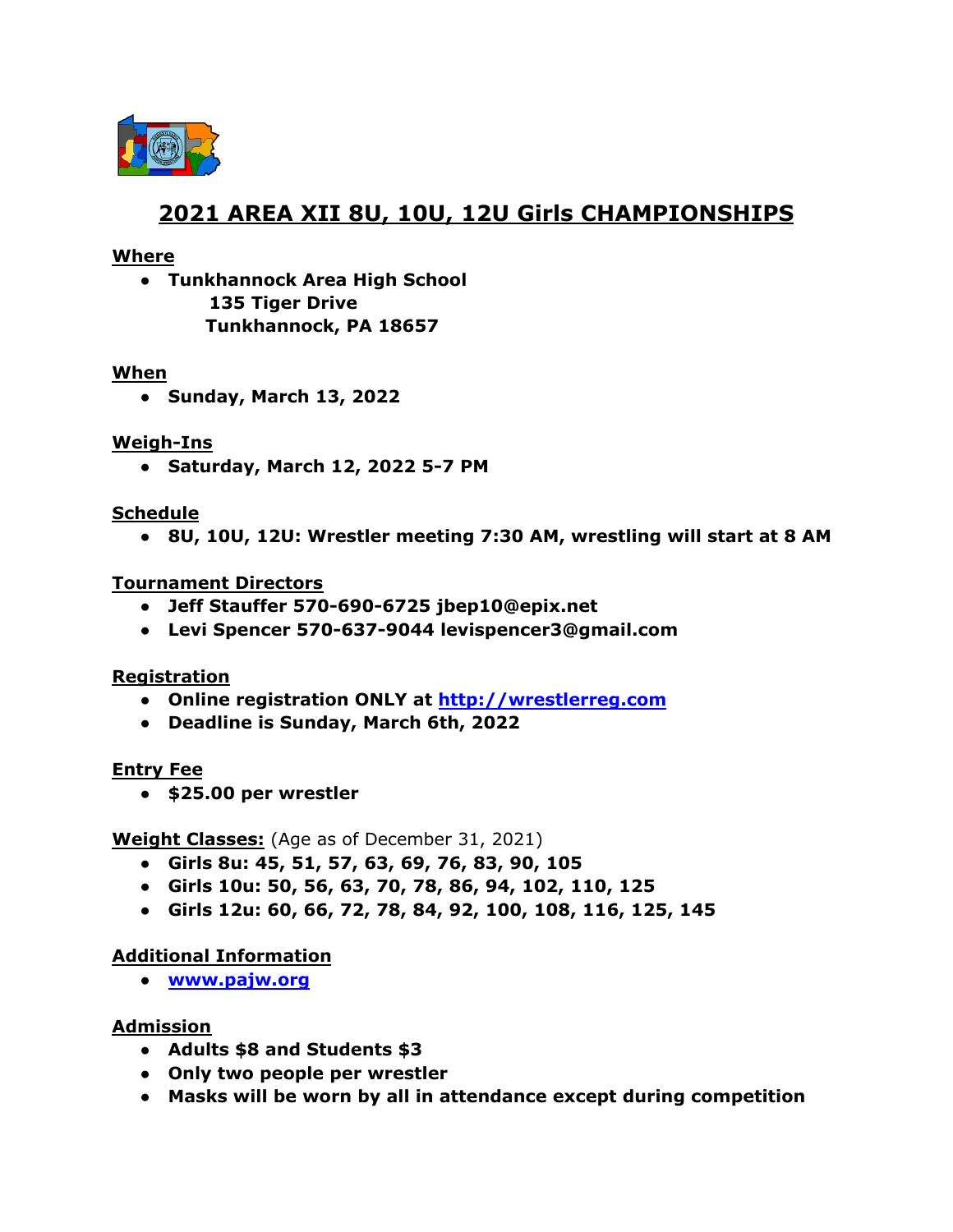# 2021 AREA XII 8U, 10U, 12U Girls CHAMPIONSHIPS

## Where

- **Tunkhannock Area High School**
  **135 Tiger Drive**
  **Tunkhannock, PA 18657**

## When

- **Sunday, March 13, 2022**

## Weigh-Ins

- **Saturday, March 12, 2022 5-7 PM**

## Schedule

- **8U, 10U, 12U: Wrestler meeting 7:30 AM, wrestling will start at 8 AM**

## Tournament Directors

- **Jeff Stauffer 570-690-6725 jbep10@epix.net**
- **Levi Spencer 570-637-9044 levispencer3@gmail.com**

## Registration

- **Online registration ONLY at [http://wrestlerreg.com](http://wrestlerreg.com)**
- **Deadline is Sunday, March 6th, 2022**

## Entry Fee

- **$25.00 per wrestler**

## Weight Classes: (Age as of December 31, 2021)

- **Girls 8u: 45, 51, 57, 63, 69, 76, 83, 90, 105**
- **Girls 10u: 50, 56, 63, 70, 78, 86, 94, 102, 110, 125**
- **Girls 12u: 60, 66, 72, 78, 84, 92, 100, 108, 116, 125, 145**

## Additional Information

- **[www.pajw.org](http://www.pajw.org)**

## Admission

- **Adults $8 and Students $3**
- **Only two people per wrestler**
- **Masks will be worn by all in attendance except during competition**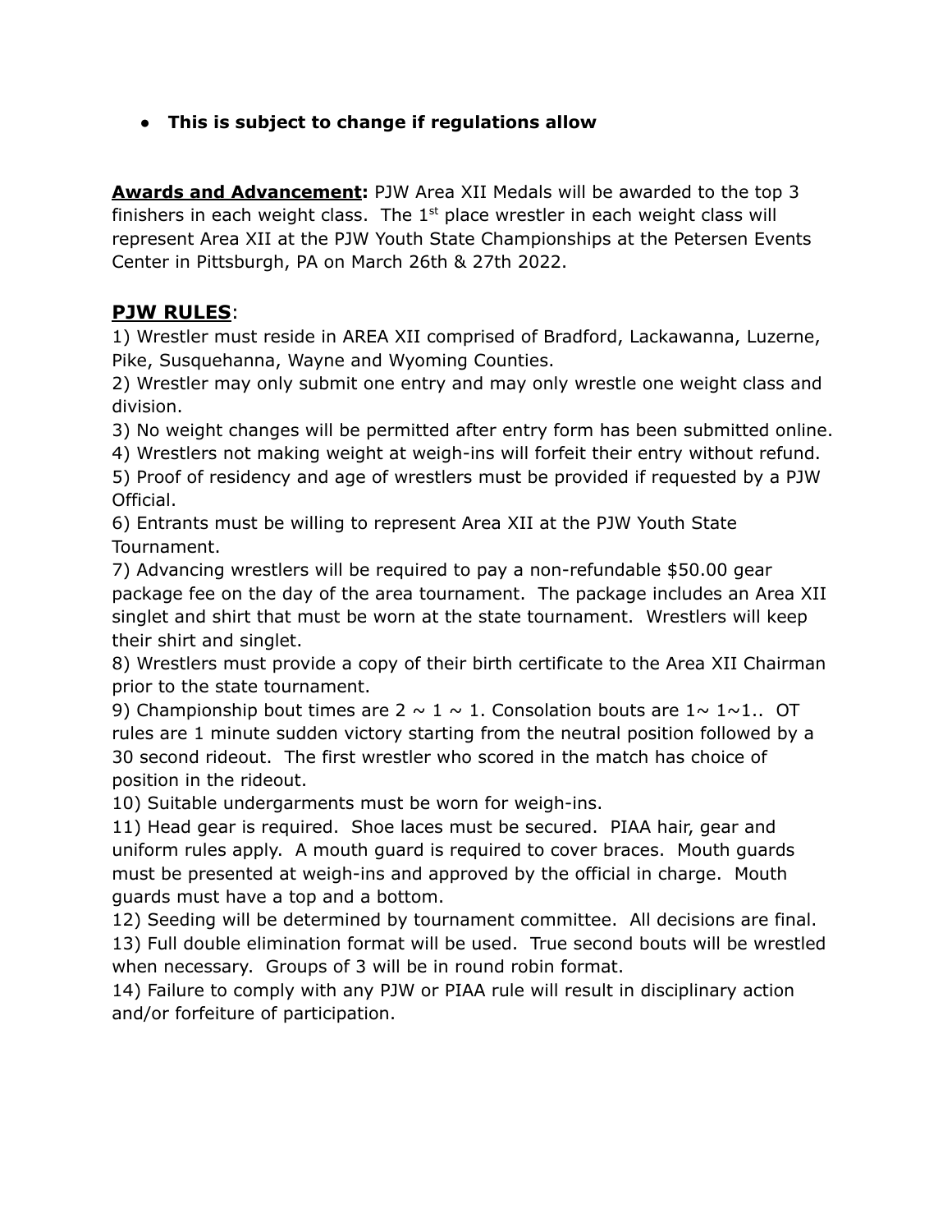- **This is subject to change if regulations allow**

**Awards and Advancement:** PJW Area XII Medals will be awarded to the top 3 finishers in each weight class. The 1st place wrestler in each weight class will represent Area XII at the PJW Youth State Championships at the Petersen Events Center in Pittsburgh, PA on March 26th & 27th 2022.

## PJW RULES:

1) Wrestler must reside in AREA XII comprised of Bradford, Lackawanna, Luzerne, Pike, Susquehanna, Wayne and Wyoming Counties.
2) Wrestler may only submit one entry and may only wrestle one weight class and division.
3) No weight changes will be permitted after entry form has been submitted online.
4) Wrestlers not making weight at weigh-ins will forfeit their entry without refund.
5) Proof of residency and age of wrestlers must be provided if requested by a PJW Official.
6) Entrants must be willing to represent Area XII at the PJW Youth State Tournament.
7) Advancing wrestlers will be required to pay a non-refundable $50.00 gear package fee on the day of the area tournament. The package includes an Area XII singlet and shirt that must be worn at the state tournament. Wrestlers will keep their shirt and singlet.
8) Wrestlers must provide a copy of their birth certificate to the Area XII Chairman prior to the state tournament.
9) Championship bout times are 2 ~ 1 ~ 1. Consolation bouts are 1~ 1~1.. OT rules are 1 minute sudden victory starting from the neutral position followed by a 30 second rideout. The first wrestler who scored in the match has choice of position in the rideout.
10) Suitable undergarments must be worn for weigh-ins.
11) Head gear is required. Shoe laces must be secured. PIAA hair, gear and uniform rules apply. A mouth guard is required to cover braces. Mouth guards must be presented at weigh-ins and approved by the official in charge. Mouth guards must have a top and a bottom.
12) Seeding will be determined by tournament committee. All decisions are final.
13) Full double elimination format will be used. True second bouts will be wrestled when necessary. Groups of 3 will be in round robin format.
14) Failure to comply with any PJW or PIAA rule will result in disciplinary action and/or forfeiture of participation.